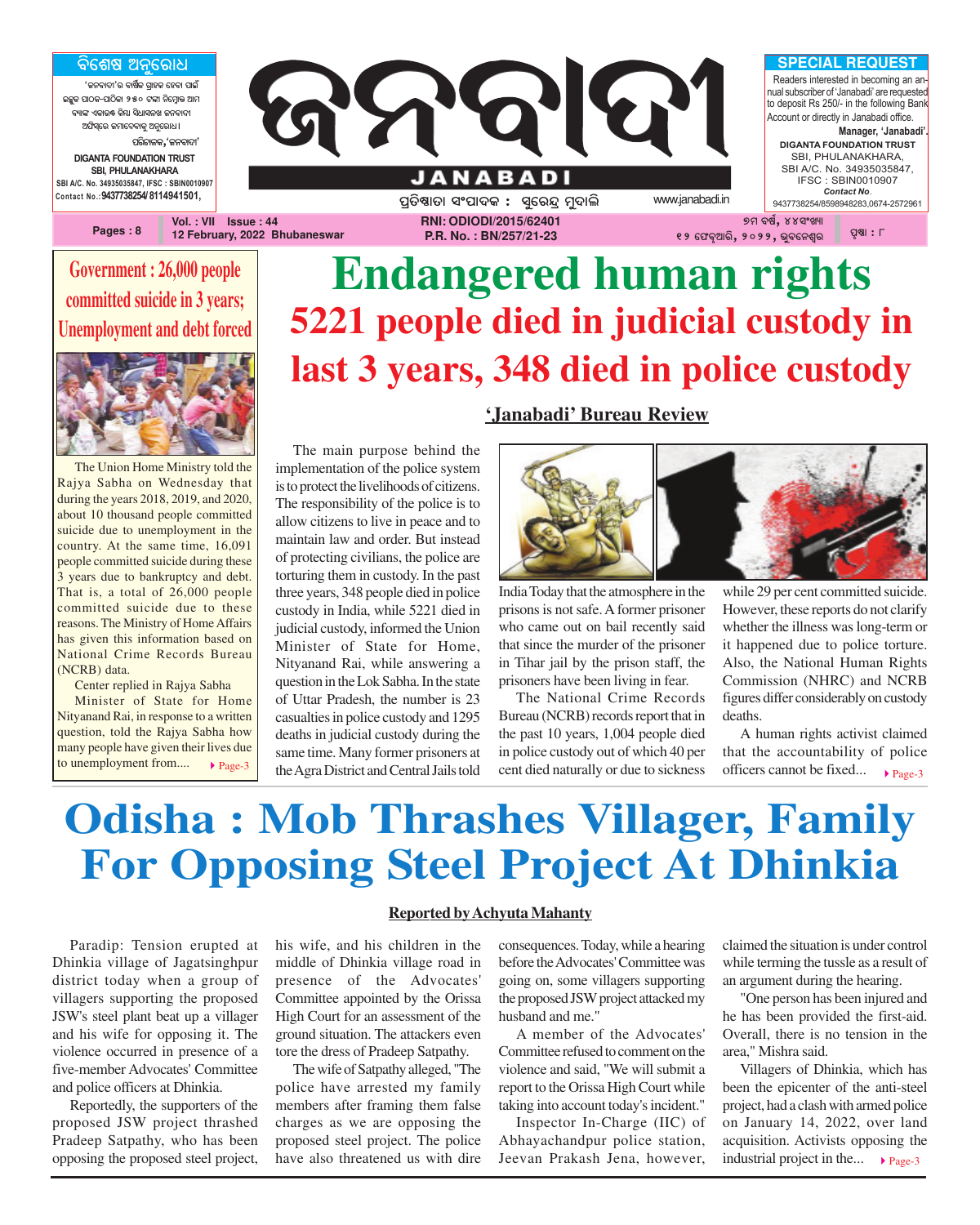# ଜନବାଦୀ
## JANABADI

**ବିଶେଷ ଅନୁରୋଧ**

'ଜନବାଦୀ'ର ବାର୍ଷିକ ଗ୍ରାହକ ହେବା ପାଇଁ ଇଚ୍ଛୁକ ପାଠକ-ପାଠିକା ୨୫୦ ଟଙ୍କା ନିମ୍ନୋକ୍ତ ଆମ ବ୍ୟାଙ୍କ ଏକାଉଣ୍ଟ କିମ୍ବା ସିଧାସଳଖ ଜନବାଦୀ ଅଫିସ୍‌ରେ ଜମାଦେବାକୁ ଅନୁରୋଧ।

ପରିଚାଳକ,'ଜନବାଦୀ'

DIGANTA FOUNDATION TRUST
SBI, PHULANAKHARA
SBI A/C. No. 34935035847, IFSC : SBIN0010907
Contact No.: 9437738254/ 8114941501,

ପ୍ରତିଷ୍ଠାତା ସଂପାଦକ : ସୁରେନ୍ଦ୍ର ମୁଦାଲି

www.janabadi.in

**SPECIAL REQUEST**

Readers interested in becoming an annual subscriber of 'Janabadi' are requested to deposit Rs 250/- in the following Bank Account or directly in Janabadi office.

**Manager, 'Janabadi'.**

DIGANTA FOUNDATION TRUST
SBI, PHULANAKHARA,
SBI A/C. No. 34935035847,
IFSC : SBIN0010907
*Contact No.*
9437738254/8598948283,0674-2572961

Pages : 8 | Vol. : VII Issue : 44 | 12 February, 2022 Bhubaneswar | RNI: ODIODI/2015/62401 | P.R. No. : BN/257/21-23 | ୭ମ ବର୍ଷ, ୪୪ସଂଖ୍ୟା | ୧୨ ଫେବୃଆରି, ୨୦୨୨, ଭୁବନେଶ୍ୱର | ପୃଷ୍ଠା : ୮

## Endangered human rights

## 5221 people died in judicial custody in last 3 years, 348 died in police custody

**'Janabadi' Bureau Review**

The main purpose behind the implementation of the police system is to protect the livelihoods of citizens. The responsibility of the police is to allow citizens to live in peace and to maintain law and order. But instead of protecting civilians, the police are torturing them in custody. In the past three years, 348 people died in police custody in India, while 5221 died in judicial custody, informed the Union Minister of State for Home, Nityanand Rai, while answering a question in the Lok Sabha. In the state of Uttar Pradesh, the number is 23 casualties in police custody and 1295 deaths in judicial custody during the same time. Many former prisoners at the Agra District and Central Jails told India Today that the atmosphere in the prisons is not safe. A former prisoner who came out on bail recently said that since the murder of the prisoner in Tihar jail by the prison staff, the prisoners have been living in fear.

The National Crime Records Bureau (NCRB) records report that in the past 10 years, 1,004 people died in police custody out of which 40 per cent died naturally or due to sickness while 29 per cent committed suicide. However, these reports do not clarify whether the illness was long-term or it happened due to police torture. Also, the National Human Rights Commission (NHRC) and NCRB figures differ considerably on custody deaths.

A human rights activist claimed that the accountability of police officers cannot be fixed... ▸ Page-3

## Government : 26,000 people committed suicide in 3 years; Unemployment and debt forced

The Union Home Ministry told the Rajya Sabha on Wednesday that during the years 2018, 2019, and 2020, about 10 thousand people committed suicide due to unemployment in the country. At the same time, 16,091 people committed suicide during these 3 years due to bankruptcy and debt. That is, a total of 26,000 people committed suicide due to these reasons. The Ministry of Home Affairs has given this information based on National Crime Records Bureau (NCRB) data.

Center replied in Rajya Sabha

Minister of State for Home Nityanand Rai, in response to a written question, told the Rajya Sabha how many people have given their lives due to unemployment from.... ▸ Page-3

## Odisha : Mob Thrashes Villager, Family For Opposing Steel Project At Dhinkia

**Reported by Achyuta Mahanty**

Paradip: Tension erupted at Dhinkia village of Jagatsinghpur district today when a group of villagers supporting the proposed JSW's steel plant beat up a villager and his wife for opposing it. The violence occurred in presence of a five-member Advocates' Committee and police officers at Dhinkia.

Reportedly, the supporters of the proposed JSW project thrashed Pradeep Satpathy, who has been opposing the proposed steel project, his wife, and his children in the middle of Dhinkia village road in presence of the Advocates' Committee appointed by the Orissa High Court for an assessment of the ground situation. The attackers even tore the dress of Pradeep Satpathy.

The wife of Satpathy alleged, "The police have arrested my family members after framing them false charges as we are opposing the proposed steel project. The police have also threatened us with dire consequences. Today, while a hearing before the Advocates' Committee was going on, some villagers supporting the proposed JSW project attacked my husband and me."

A member of the Advocates' Committee refused to comment on the violence and said, "We will submit a report to the Orissa High Court while taking into account today's incident."

Inspector In-Charge (IIC) of Abhayachandpur police station, Jeevan Prakash Jena, however, claimed the situation is under control while terming the tussle as a result of an argument during the hearing.

"One person has been injured and he has been provided the first-aid. Overall, there is no tension in the area," Mishra said.

Villagers of Dhinkia, which has been the epicenter of the anti-steel project, had a clash with armed police on January 14, 2022, over land acquisition. Activists opposing the industrial project in the... ▸ Page-3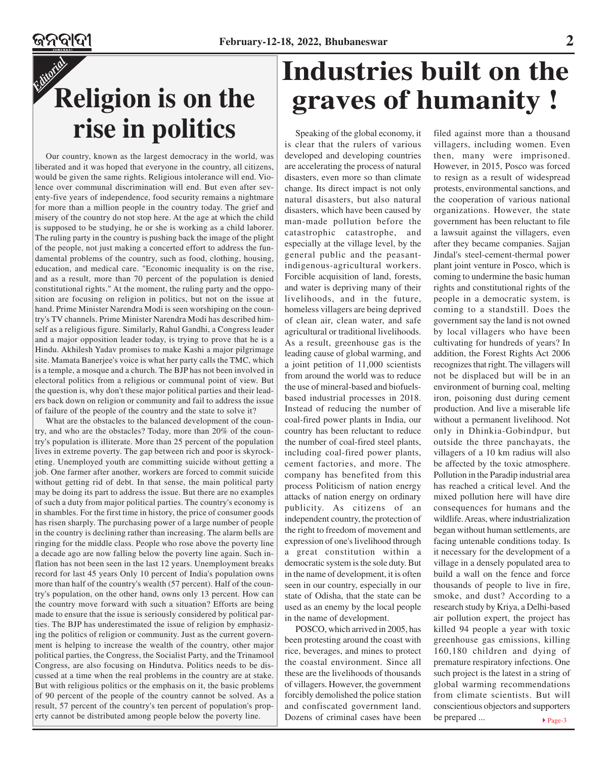*Editorial*

# Religion is on the rise in politics

Our country, known as the largest democracy in the world, was liberated and it was hoped that everyone in the country, all citizens, would be given the same rights. Religious intolerance will end. Violence over communal discrimination will end. But even after seventy-five years of independence, food security remains a nightmare for more than a million people in the country today. The grief and misery of the country do not stop here. At the age at which the child is supposed to be studying, he or she is working as a child laborer. The ruling party in the country is pushing back the image of the plight of the people, not just making a concerted effort to address the fundamental problems of the country, such as food, clothing, housing, education, and medical care. "Economic inequality is on the rise, and as a result, more than 70 percent of the population is denied constitutional rights." At the moment, the ruling party and the opposition are focusing on religion in politics, but not on the issue at hand. Prime Minister Narendra Modi is seen worshiping on the country's TV channels. Prime Minister Narendra Modi has described himself as a religious figure. Similarly, Rahul Gandhi, a Congress leader and a major opposition leader today, is trying to prove that he is a Hindu. Akhilesh Yadav promises to make Kashi a major pilgrimage site. Mamata Banerjee's voice is what her party calls the TMC, which is a temple, a mosque and a church. The BJP has not been involved in electoral politics from a religious or communal point of view. But the question is, why don't these major political parties and their leaders back down on religion or community and fail to address the issue of failure of the people of the country and the state to solve it?

What are the obstacles to the balanced development of the country, and who are the obstacles? Today, more than 20% of the country's population is illiterate. More than 25 percent of the population lives in extreme poverty. The gap between rich and poor is skyrocketing. Unemployed youth are committing suicide without getting a job. One farmer after another, workers are forced to commit suicide without getting rid of debt. In that sense, the main political party may be doing its part to address the issue. But there are no examples of such a duty from major political parties. The country's economy is in shambles. For the first time in history, the price of consumer goods has risen sharply. The purchasing power of a large number of people in the country is declining rather than increasing. The alarm bells are ringing for the middle class. People who rose above the poverty line a decade ago are now falling below the poverty line again. Such inflation has not been seen in the last 12 years. Unemployment breaks record for last 45 years Only 10 percent of India's population owns more than half of the country's wealth (57 percent). Half of the country's population, on the other hand, owns only 13 percent. How can the country move forward with such a situation? Efforts are being made to ensure that the issue is seriously considered by political parties. The BJP has underestimated the issue of religion by emphasizing the politics of religion or community. Just as the current government is helping to increase the wealth of the country, other major political parties, the Congress, the Socialist Party, and the Trinamool Congress, are also focusing on Hindutva. Politics needs to be discussed at a time when the real problems in the country are at stake. But with religious politics or the emphasis on it, the basic problems of 90 percent of the people of the country cannot be solved. As a result, 57 percent of the country's ten percent of population's property cannot be distributed among people below the poverty line.

# Industries built on the graves of humanity !

Speaking of the global economy, it is clear that the rulers of various developed and developing countries are accelerating the process of natural disasters, even more so than climate change. Its direct impact is not only natural disasters, but also natural disasters, which have been caused by man-made pollution before the catastrophic catastrophe, and especially at the village level, by the general public and the peasant-indigenous-agricultural workers. Forcible acquisition of land, forests, and water is depriving many of their livelihoods, and in the future, homeless villagers are being deprived of clean air, clean water, and safe agricultural or traditional livelihoods. As a result, greenhouse gas is the leading cause of global warming, and a joint petition of 11,000 scientists from around the world was to reduce the use of mineral-based and biofuels-based industrial processes in 2018. Instead of reducing the number of coal-fired power plants in India, our country has been reluctant to reduce the number of coal-fired steel plants, including coal-fired power plants, cement factories, and more. The company has benefited from this process Politicism of nation energy attacks of nation energy on ordinary publicity. As citizens of an independent country, the protection of the right to freedom of movement and expression of one's livelihood through a great constitution within a democratic system is the sole duty. But in the name of development, it is often seen in our country, especially in our state of Odisha, that the state can be used as an enemy by the local people in the name of development.

POSCO, which arrived in 2005, has been protesting around the coast with rice, beverages, and mines to protect the coastal environment. Since all these are the livelihoods of thousands of villagers. However, the government forcibly demolished the police station and confiscated government land. Dozens of criminal cases have been filed against more than a thousand villagers, including women. Even then, many were imprisoned. However, in 2015, Posco was forced to resign as a result of widespread protests, environmental sanctions, and the cooperation of various national organizations. However, the state government has been reluctant to file a lawsuit against the villagers, even after they became companies. Sajjan Jindal's steel-cement-thermal power plant joint venture in Posco, which is coming to undermine the basic human rights and constitutional rights of the people in a democratic system, is coming to a standstill. Does the government say the land is not owned by local villagers who have been cultivating for hundreds of years? In addition, the Forest Rights Act 2006 recognizes that right. The villagers will not be displaced but will be in an environment of burning coal, melting iron, poisoning dust during cement production. And live a miserable life without a permanent livelihood. Not only in Dhinkia-Gobindpur, but outside the three panchayats, the villagers of a 10 km radius will also be affected by the toxic atmosphere. Pollution in the Paradip industrial area has reached a critical level. And the mixed pollution here will have dire consequences for humans and the wildlife. Areas, where industrialization began without human settlements, are facing untenable conditions today. Is it necessary for the development of a village in a densely populated area to build a wall on the fence and force thousands of people to live in fire, smoke, and dust? According to a research study by Kriya, a Delhi-based air pollution expert, the project has killed 94 people a year with toxic greenhouse gas emissions, killing 160,180 children and dying of premature respiratory infections. One such project is the latest in a string of global warming recommendations from climate scientists. But will conscientious objectors and supporters be prepared ...

▸ Page-3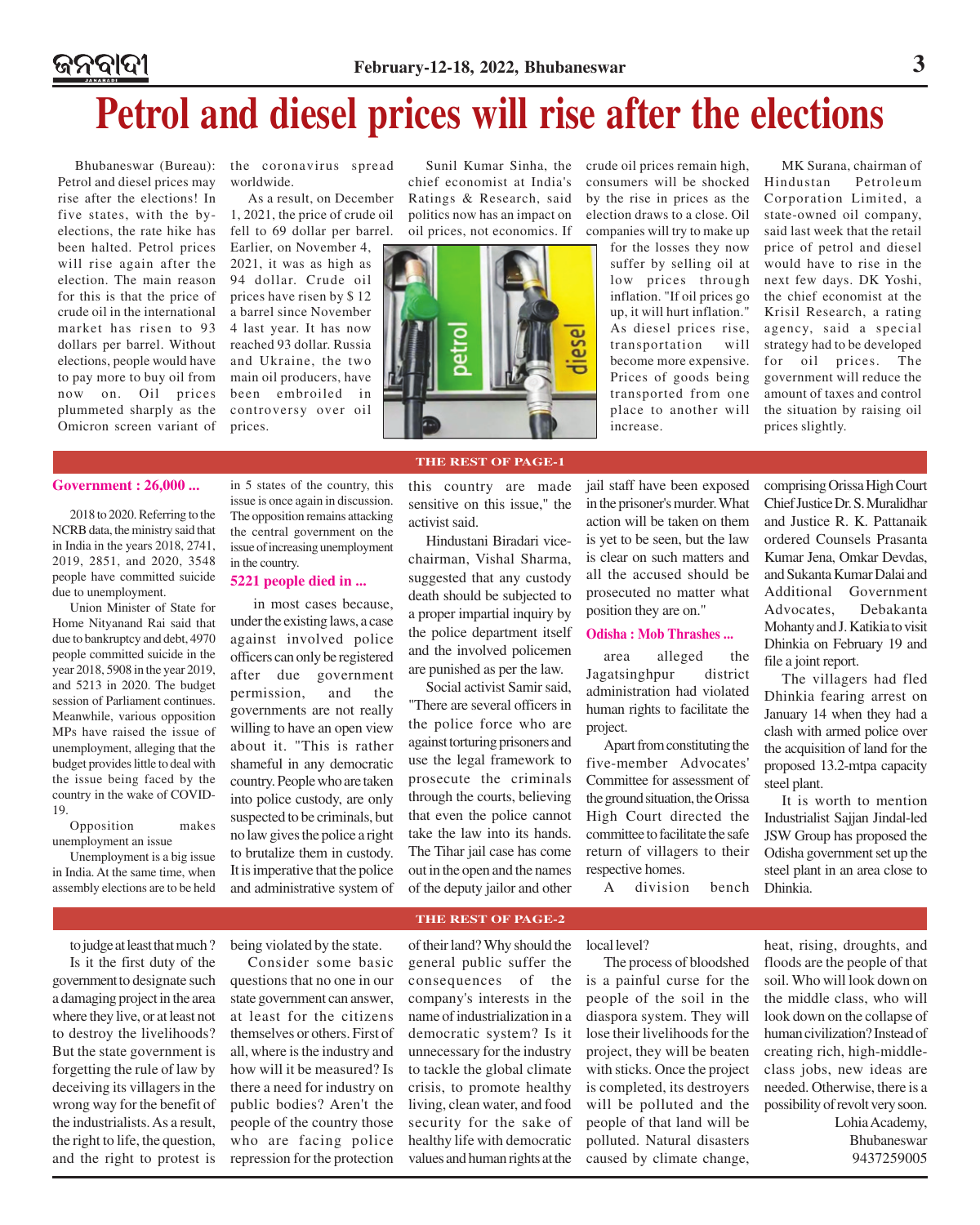# Petrol and diesel prices will rise after the elections

Bhubaneswar (Bureau): Petrol and diesel prices may rise after the elections! In five states, with the by-elections, the rate hike has been halted. Petrol prices will rise again after the election. The main reason for this is that the price of crude oil in the international market has risen to 93 dollars per barrel. Without elections, people would have to pay more to buy oil from now on. Oil prices plummeted sharply as the Omicron screen variant of the coronavirus spread worldwide.

As a result, on December 1, 2021, the price of crude oil fell to 69 dollar per barrel. Earlier, on November 4, 2021, it was as high as 94 dollar. Crude oil prices have risen by $ 12 a barrel since November 4 last year. It has now reached 93 dollar. Russia and Ukraine, the two main oil producers, have been embroiled in controversy over oil prices.

Sunil Kumar Sinha, the chief economist at India's Ratings & Research, said politics now has an impact on oil prices, not economics. If crude oil prices remain high, consumers will be shocked by the rise in prices as the election draws to a close. Oil companies will try to make up for the losses they now suffer by selling oil at low prices through inflation. "If oil prices go up, it will hurt inflation." As diesel prices rise, transportation will become more expensive. Prices of goods being transported from one place to another will increase.

MK Surana, chairman of Hindustan Petroleum Corporation Limited, a state-owned oil company, said last week that the retail price of petrol and diesel would have to rise in the next few days. DK Yoshi, the chief economist at the Krisil Research, a rating agency, said a special strategy had to be developed for oil prices. The government will reduce the amount of taxes and control the situation by raising oil prices slightly.

## THE REST OF PAGE-1

### Government : 26,000 ...

2018 to 2020. Referring to the NCRB data, the ministry said that in India in the years 2018, 2741, 2019, 2851, and 2020, 3548 people have committed suicide due to unemployment.

Union Minister of State for Home Nityanand Rai said that due to bankruptcy and debt, 4970 people committed suicide in the year 2018, 5908 in the year 2019, and 5213 in 2020. The budget session of Parliament continues. Meanwhile, various opposition MPs have raised the issue of unemployment, alleging that the budget provides little to deal with the issue being faced by the country in the wake of COVID-19.

Opposition makes unemployment an issue

Unemployment is a big issue in India. At the same time, when assembly elections are to be held in 5 states of the country, this issue is once again in discussion. The opposition remains attacking the central government on the issue of increasing unemployment in the country.

### 5221 people died in ...

in most cases because, under the existing laws, a case against involved police officers can only be registered after due government permission, and the governments are not really willing to have an open view about it. "This is rather shameful in any democratic country. People who are taken into police custody, are only suspected to be criminals, but no law gives the police a right to brutalize them in custody. It is imperative that the police and administrative system of this country are made sensitive on this issue," the activist said.

Hindustani Biradari vice-chairman, Vishal Sharma, suggested that any custody death should be subjected to a proper impartial inquiry by the police department itself and the involved policemen are punished as per the law.

Social activist Samir said, "There are several officers in the police force who are against torturing prisoners and use the legal framework to prosecute the criminals through the courts, believing that even the police cannot take the law into its hands. The Tihar jail case has come out in the open and the names of the deputy jailor and other jail staff have been exposed in the prisoner's murder. What action will be taken on them is yet to be seen, but the law is clear on such matters and all the accused should be prosecuted no matter what position they are on."

### Odisha : Mob Thrashes ...

area alleged the Jagatsinghpur district administration had violated human rights to facilitate the project.

Apart from constituting the five-member Advocates' Committee for assessment of the ground situation, the Orissa High Court directed the committee to facilitate the safe return of villagers to their respective homes.

A division bench comprising Orissa High Court Chief Justice Dr. S. Muralidhar and Justice R. K. Pattanaik ordered Counsels Prasanta Kumar Jena, Omkar Devdas, and Sukanta Kumar Dalai and Additional Government Advocates, Debakanta Mohanty and J. Katikia to visit Dhinkia on February 19 and file a joint report.

The villagers had fled Dhinkia fearing arrest on January 14 when they had a clash with armed police over the acquisition of land for the proposed 13.2-mtpa capacity steel plant.

It is worth to mention Industrialist Sajjan Jindal-led JSW Group has proposed the Odisha government set up the steel plant in an area close to Dhinkia.

## THE REST OF PAGE-2

to judge at least that much ?

Is it the first duty of the government to designate such a damaging project in the area where they live, or at least not to destroy the livelihoods? But the state government is forgetting the rule of law by deceiving its villagers in the wrong way for the benefit of the industrialists. As a result, the right to life, the question, and the right to protest is being violated by the state.

Consider some basic questions that no one in our state government can answer, at least for the citizens themselves or others. First of all, where is the industry and how will it be measured? Is there a need for industry on public bodies? Aren't the people of the country those who are facing police repression for the protection of their land? Why should the general public suffer the consequences of the company's interests in the name of industrialization in a democratic system? Is it unnecessary for the industry to tackle the global climate crisis, to promote healthy living, clean water, and food security for the sake of healthy life with democratic values and human rights at the local level?

The process of bloodshed is a painful curse for the people of the soil in the diaspora system. They will lose their livelihoods for the project, they will be beaten with sticks. Once the project is completed, its destroyers will be polluted and the people of that land will be polluted. Natural disasters caused by climate change, heat, rising, droughts, and floods are the people of that soil. Who will look down on the middle class, who will look down on the collapse of human civilization? Instead of creating rich, high-middle-class jobs, new ideas are needed. Otherwise, there is a possibility of revolt very soon.

Lohia Academy,
Bhubaneswar
9437259005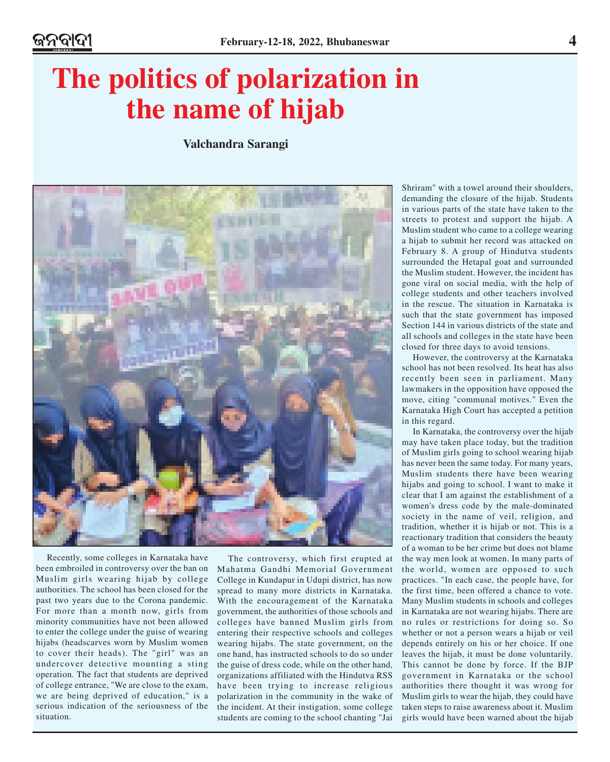# The politics of polarization in the name of hijab

**Valchandra Sarangi**

Recently, some colleges in Karnataka have been embroiled in controversy over the ban on Muslim girls wearing hijab by college authorities. The school has been closed for the past two years due to the Corona pandemic. For more than a month now, girls from minority communities have not been allowed to enter the college under the guise of wearing hijabs (headscarves worn by Muslim women to cover their heads). The "girl" was an undercover detective mounting a sting operation. The fact that students are deprived of college entrance, "We are close to the exam, we are being deprived of education," is a serious indication of the seriousness of the situation.

The controversy, which first erupted at Mahatma Gandhi Memorial Government College in Kundapur in Udupi district, has now spread to many more districts in Karnataka. With the encouragement of the Karnataka government, the authorities of those schools and colleges have banned Muslim girls from entering their respective schools and colleges wearing hijabs. The state government, on the one hand, has instructed schools to do so under the guise of dress code, while on the other hand, organizations affiliated with the Hindutva RSS have been trying to increase religious polarization in the community in the wake of the incident. At their instigation, some college students are coming to the school chanting "Jai Shriram" with a towel around their shoulders, demanding the closure of the hijab. Students in various parts of the state have taken to the streets to protest and support the hijab. A Muslim student who came to a college wearing a hijab to submit her record was attacked on February 8. A group of Hindutva students surrounded the Hetapal goat and surrounded the Muslim student. However, the incident has gone viral on social media, with the help of college students and other teachers involved in the rescue. The situation in Karnataka is such that the state government has imposed Section 144 in various districts of the state and all schools and colleges in the state have been closed for three days to avoid tensions.

However, the controversy at the Karnataka school has not been resolved. Its heat has also recently been seen in parliament. Many lawmakers in the opposition have opposed the move, citing "communal motives." Even the Karnataka High Court has accepted a petition in this regard.

In Karnataka, the controversy over the hijab may have taken place today, but the tradition of Muslim girls going to school wearing hijab has never been the same today. For many years, Muslim students there have been wearing hijabs and going to school. I want to make it clear that I am against the establishment of a women's dress code by the male-dominated society in the name of veil, religion, and tradition, whether it is hijab or not. This is a reactionary tradition that considers the beauty of a woman to be her crime but does not blame the way men look at women. In many parts of the world, women are opposed to such practices. "In each case, the people have, for the first time, been offered a chance to vote. Many Muslim students in schools and colleges in Karnataka are not wearing hijabs. There are no rules or restrictions for doing so. So whether or not a person wears a hijab or veil depends entirely on his or her choice. If one leaves the hijab, it must be done voluntarily. This cannot be done by force. If the BJP government in Karnataka or the school authorities there thought it was wrong for Muslim girls to wear the hijab, they could have taken steps to raise awareness about it. Muslim girls would have been warned about the hijab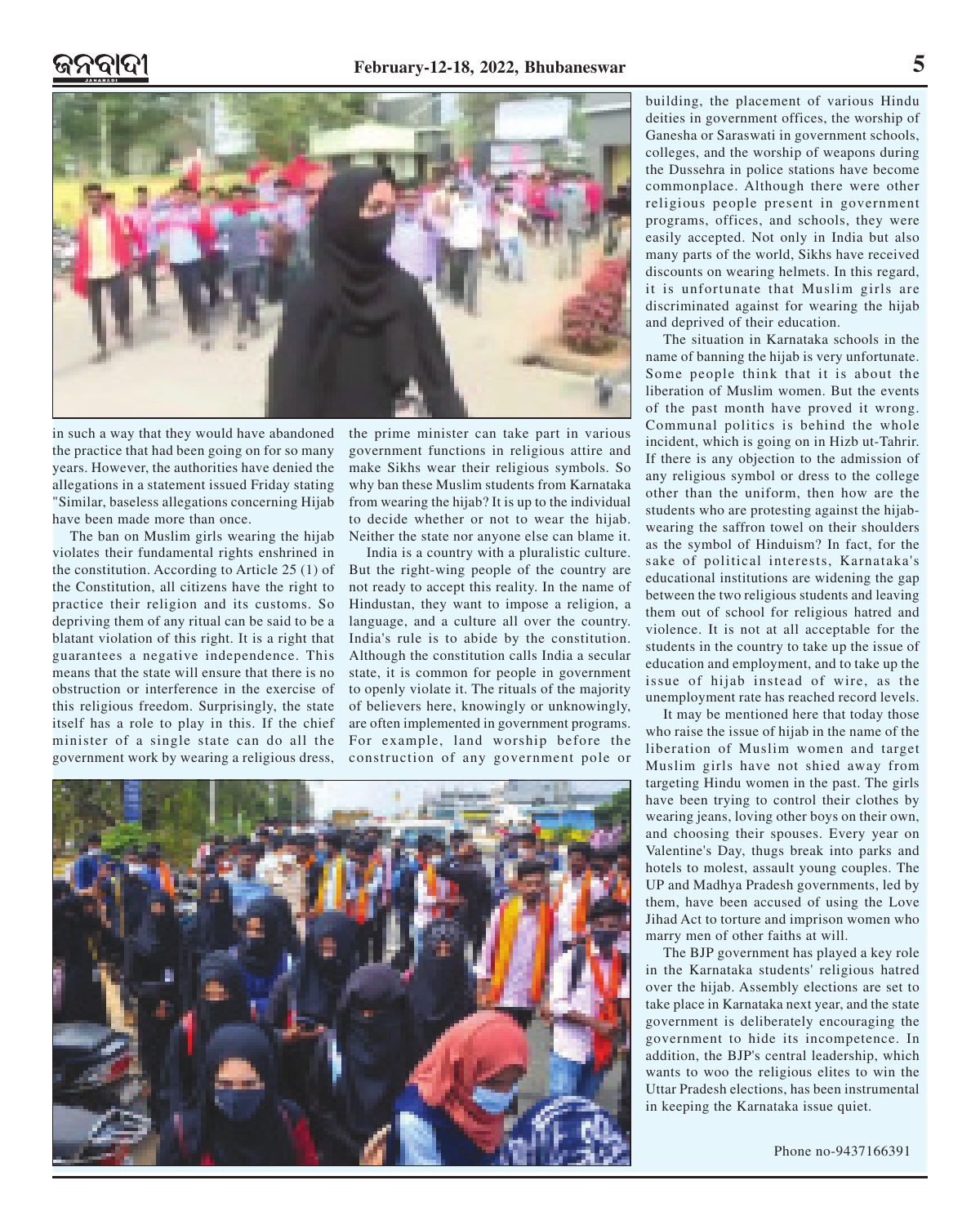in such a way that they would have abandoned the practice that had been going on for so many years. However, the authorities have denied the allegations in a statement issued Friday stating "Similar, baseless allegations concerning Hijab have been made more than once.

The ban on Muslim girls wearing the hijab violates their fundamental rights enshrined in the constitution. According to Article 25 (1) of the Constitution, all citizens have the right to practice their religion and its customs. So depriving them of any ritual can be said to be a blatant violation of this right. It is a right that guarantees a negative independence. This means that the state will ensure that there is no obstruction or interference in the exercise of this religious freedom. Surprisingly, the state itself has a role to play in this. If the chief minister of a single state can do all the government work by wearing a religious dress, the prime minister can take part in various government functions in religious attire and make Sikhs wear their religious symbols. So why ban these Muslim students from Karnataka from wearing the hijab? It is up to the individual to decide whether or not to wear the hijab. Neither the state nor anyone else can blame it.

India is a country with a pluralistic culture. But the right-wing people of the country are not ready to accept this reality. In the name of Hindustan, they want to impose a religion, a language, and a culture all over the country. India's rule is to abide by the constitution. Although the constitution calls India a secular state, it is common for people in government to openly violate it. The rituals of the majority of believers here, knowingly or unknowingly, are often implemented in government programs. For example, land worship before the construction of any government pole or building, the placement of various Hindu deities in government offices, the worship of Ganesha or Saraswati in government schools, colleges, and the worship of weapons during the Dussehra in police stations have become commonplace. Although there were other religious people present in government programs, offices, and schools, they were easily accepted. Not only in India but also many parts of the world, Sikhs have received discounts on wearing helmets. In this regard, it is unfortunate that Muslim girls are discriminated against for wearing the hijab and deprived of their education.

The situation in Karnataka schools in the name of banning the hijab is very unfortunate. Some people think that it is about the liberation of Muslim women. But the events of the past month have proved it wrong. Communal politics is behind the whole incident, which is going on in Hizb ut-Tahrir. If there is any objection to the admission of any religious symbol or dress to the college other than the uniform, then how are the students who are protesting against the hijab-wearing the saffron towel on their shoulders as the symbol of Hinduism? In fact, for the sake of political interests, Karnataka's educational institutions are widening the gap between the two religious students and leaving them out of school for religious hatred and violence. It is not at all acceptable for the students in the country to take up the issue of education and employment, and to take up the issue of hijab instead of wire, as the unemployment rate has reached record levels.

It may be mentioned here that today those who raise the issue of hijab in the name of the liberation of Muslim women and target Muslim girls have not shied away from targeting Hindu women in the past. The girls have been trying to control their clothes by wearing jeans, loving other boys on their own, and choosing their spouses. Every year on Valentine's Day, thugs break into parks and hotels to molest, assault young couples. The UP and Madhya Pradesh governments, led by them, have been accused of using the Love Jihad Act to torture and imprison women who marry men of other faiths at will.

The BJP government has played a key role in the Karnataka students' religious hatred over the hijab. Assembly elections are set to take place in Karnataka next year, and the state government is deliberately encouraging the government to hide its incompetence. In addition, the BJP's central leadership, which wants to woo the religious elites to win the Uttar Pradesh elections, has been instrumental in keeping the Karnataka issue quiet.

Phone no-9437166391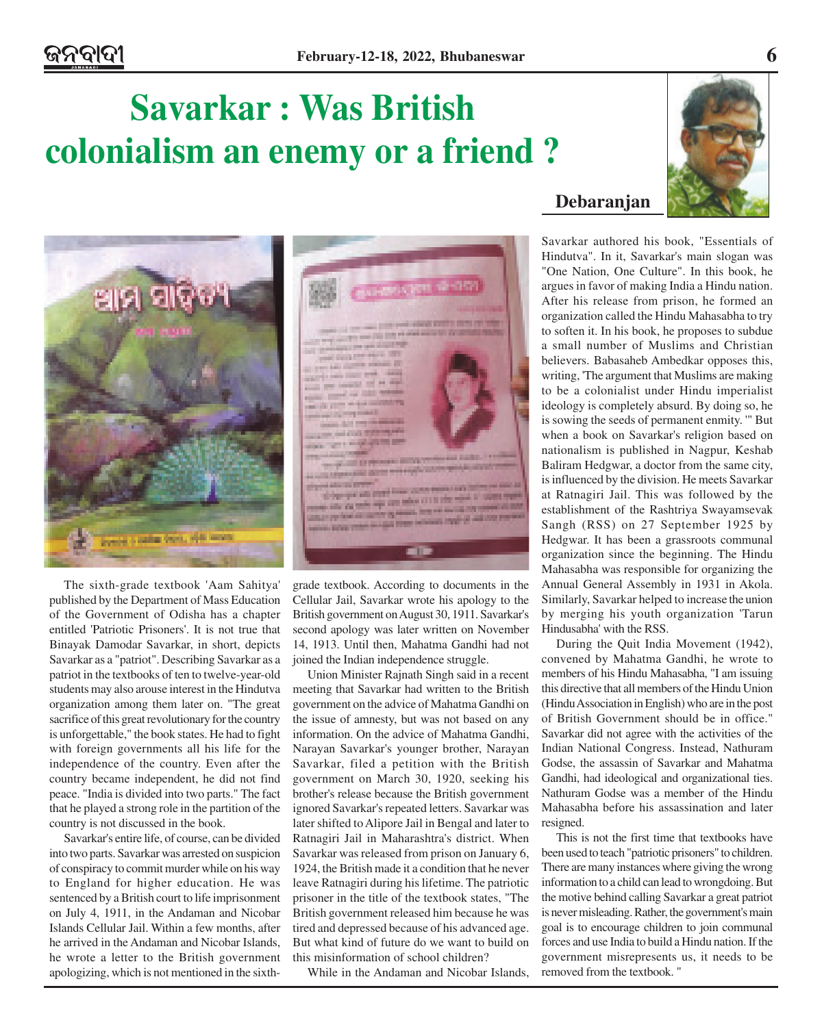# Savarkar : Was British colonialism an enemy or a friend ?

**Debaranjan**

The sixth-grade textbook 'Aam Sahitya' published by the Department of Mass Education of the Government of Odisha has a chapter entitled 'Patriotic Prisoners'. It is not true that Binayak Damodar Savarkar, in short, depicts Savarkar as a "patriot". Describing Savarkar as a patriot in the textbooks of ten to twelve-year-old students may also arouse interest in the Hindutva organization among them later on. "The great sacrifice of this great revolutionary for the country is unforgettable," the book states. He had to fight with foreign governments all his life for the independence of the country. Even after the country became independent, he did not find peace. "India is divided into two parts." The fact that he played a strong role in the partition of the country is not discussed in the book.

Savarkar's entire life, of course, can be divided into two parts. Savarkar was arrested on suspicion of conspiracy to commit murder while on his way to England for higher education. He was sentenced by a British court to life imprisonment on July 4, 1911, in the Andaman and Nicobar Islands Cellular Jail. Within a few months, after he arrived in the Andaman and Nicobar Islands, he wrote a letter to the British government apologizing, which is not mentioned in the sixth-grade textbook. According to documents in the Cellular Jail, Savarkar wrote his apology to the British government on August 30, 1911. Savarkar's second apology was later written on November 14, 1913. Until then, Mahatma Gandhi had not joined the Indian independence struggle.

Union Minister Rajnath Singh said in a recent meeting that Savarkar had written to the British government on the advice of Mahatma Gandhi on the issue of amnesty, but was not based on any information. On the advice of Mahatma Gandhi, Narayan Savarkar's younger brother, Narayan Savarkar, filed a petition with the British government on March 30, 1920, seeking his brother's release because the British government ignored Savarkar's repeated letters. Savarkar was later shifted to Alipore Jail in Bengal and later to Ratnagiri Jail in Maharashtra's district. When Savarkar was released from prison on January 6, 1924, the British made it a condition that he never leave Ratnagiri during his lifetime. The patriotic prisoner in the title of the textbook states, "The British government released him because he was tired and depressed because of his advanced age. But what kind of future do we want to build on this misinformation of school children?

While in the Andaman and Nicobar Islands, Savarkar authored his book, "Essentials of Hindutva". In it, Savarkar's main slogan was "One Nation, One Culture". In this book, he argues in favor of making India a Hindu nation. After his release from prison, he formed an organization called the Hindu Mahasabha to try to soften it. In his book, he proposes to subdue a small number of Muslims and Christian believers. Babasaheb Ambedkar opposes this, writing, 'The argument that Muslims are making to be a colonialist under Hindu imperialist ideology is completely absurd. By doing so, he is sowing the seeds of permanent enmity. '" But when a book on Savarkar's religion based on nationalism is published in Nagpur, Keshab Baliram Hedgwar, a doctor from the same city, is influenced by the division. He meets Savarkar at Ratnagiri Jail. This was followed by the establishment of the Rashtriya Swayamsevak Sangh (RSS) on 27 September 1925 by Hedgwar. It has been a grassroots communal organization since the beginning. The Hindu Mahasabha was responsible for organizing the Annual General Assembly in 1931 in Akola. Similarly, Savarkar helped to increase the union by merging his youth organization 'Tarun Hindusabha' with the RSS.

During the Quit India Movement (1942), convened by Mahatma Gandhi, he wrote to members of his Hindu Mahasabha, "I am issuing this directive that all members of the Hindu Union (Hindu Association in English) who are in the post of British Government should be in office." Savarkar did not agree with the activities of the Indian National Congress. Instead, Nathuram Godse, the assassin of Savarkar and Mahatma Gandhi, had ideological and organizational ties. Nathuram Godse was a member of the Hindu Mahasabha before his assassination and later resigned.

This is not the first time that textbooks have been used to teach "patriotic prisoners" to children. There are many instances where giving the wrong information to a child can lead to wrongdoing. But the motive behind calling Savarkar a great patriot is never misleading. Rather, the government's main goal is to encourage children to join communal forces and use India to build a Hindu nation. If the government misrepresents us, it needs to be removed from the textbook. "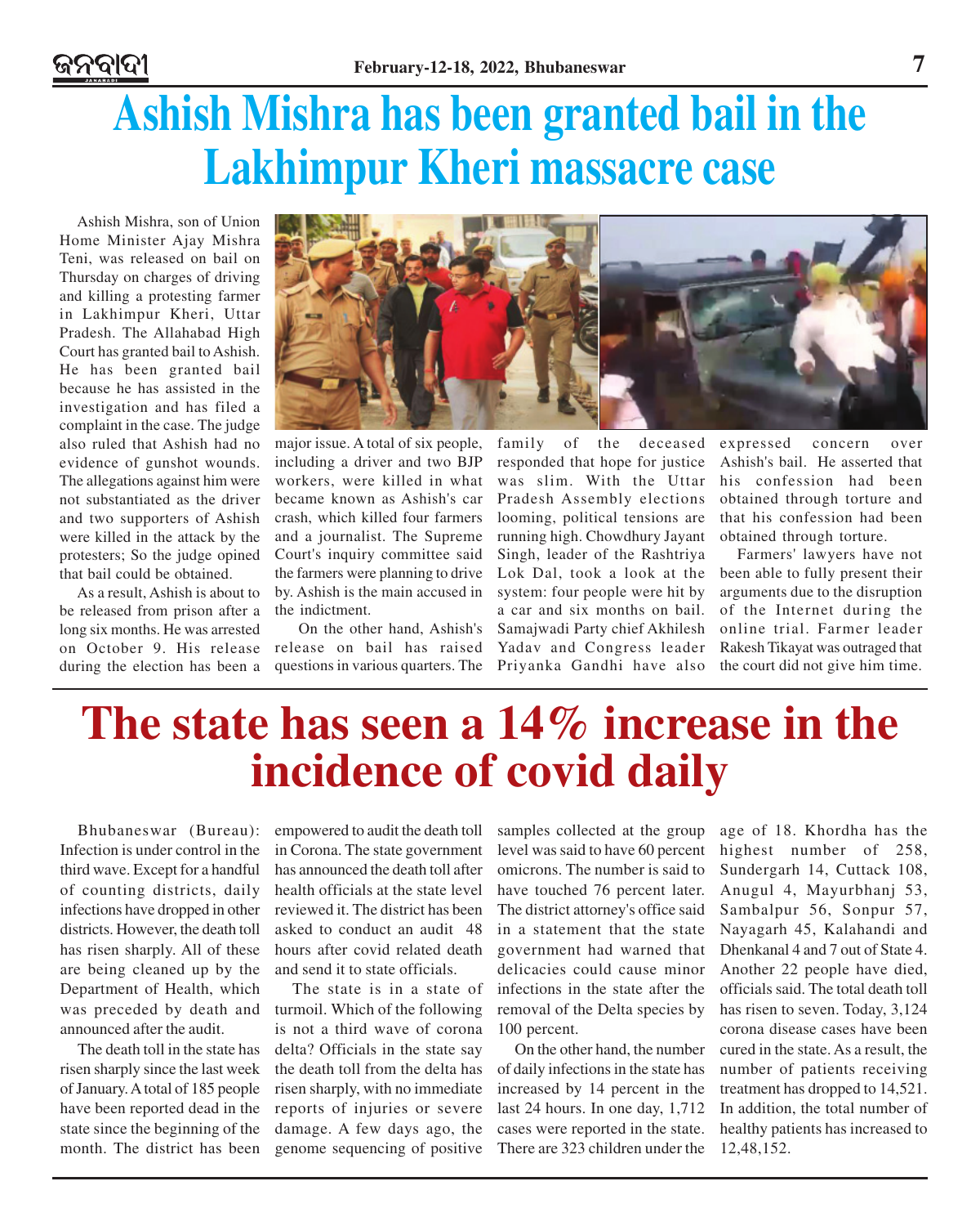# Ashish Mishra has been granted bail in the Lakhimpur Kheri massacre case

Ashish Mishra, son of Union Home Minister Ajay Mishra Teni, was released on bail on Thursday on charges of driving and killing a protesting farmer in Lakhimpur Kheri, Uttar Pradesh. The Allahabad High Court has granted bail to Ashish. He has been granted bail because he has assisted in the investigation and has filed a complaint in the case. The judge also ruled that Ashish had no evidence of gunshot wounds. The allegations against him were not substantiated as the driver and two supporters of Ashish were killed in the attack by the protesters; So the judge opined that bail could be obtained.

As a result, Ashish is about to be released from prison after a long six months. He was arrested on October 9. His release during the election has been a major issue. A total of six people, including a driver and two BJP workers, were killed in what became known as Ashish's car crash, which killed four farmers and a journalist. The Supreme Court's inquiry committee said the farmers were planning to drive by. Ashish is the main accused in the indictment.

On the other hand, Ashish's release on bail has raised questions in various quarters. The family of the deceased responded that hope for justice was slim. With the Uttar Pradesh Assembly elections looming, political tensions are running high. Chowdhury Jayant Singh, leader of the Rashtriya Lok Dal, took a look at the system: four people were hit by a car and six months on bail. Samajwadi Party chief Akhilesh Yadav and Congress leader Priyanka Gandhi have also expressed concern over Ashish's bail. He asserted that his confession had been obtained through torture and that his confession had been obtained through torture.

Farmers' lawyers have not been able to fully present their arguments due to the disruption of the Internet during the online trial. Farmer leader Rakesh Tikayat was outraged that the court did not give him time.

# The state has seen a 14% increase in the incidence of covid daily

Bhubaneswar (Bureau): Infection is under control in the third wave. Except for a handful of counting districts, daily infections have dropped in other districts. However, the death toll has risen sharply. All of these are being cleaned up by the Department of Health, which was preceded by death and announced after the audit.

The death toll in the state has risen sharply since the last week of January. A total of 185 people have been reported dead in the state since the beginning of the month. The district has been empowered to audit the death toll in Corona. The state government has announced the death toll after health officials at the state level reviewed it. The district has been asked to conduct an audit 48 hours after covid related death and send it to state officials.

The state is in a state of turmoil. Which of the following is not a third wave of corona delta? Officials in the state say the death toll from the delta has risen sharply, with no immediate reports of injuries or severe damage. A few days ago, the genome sequencing of positive samples collected at the group level was said to have 60 percent omicrons. The number is said to have touched 76 percent later. The district attorney's office said in a statement that the state government had warned that delicacies could cause minor infections in the state after the removal of the Delta species by 100 percent.

On the other hand, the number of daily infections in the state has increased by 14 percent in the last 24 hours. In one day, 1,712 cases were reported in the state. There are 323 children under the age of 18. Khordha has the highest number of 258, Sundergarh 14, Cuttack 108, Anugul 4, Mayurbhanj 53, Sambalpur 56, Sonpur 57, Nayagarh 45, Kalahandi and Dhenkanal 4 and 7 out of State 4. Another 22 people have died, officials said. The total death toll has risen to seven. Today, 3,124 corona disease cases have been cured in the state. As a result, the number of patients receiving treatment has dropped to 14,521. In addition, the total number of healthy patients has increased to 12,48,152.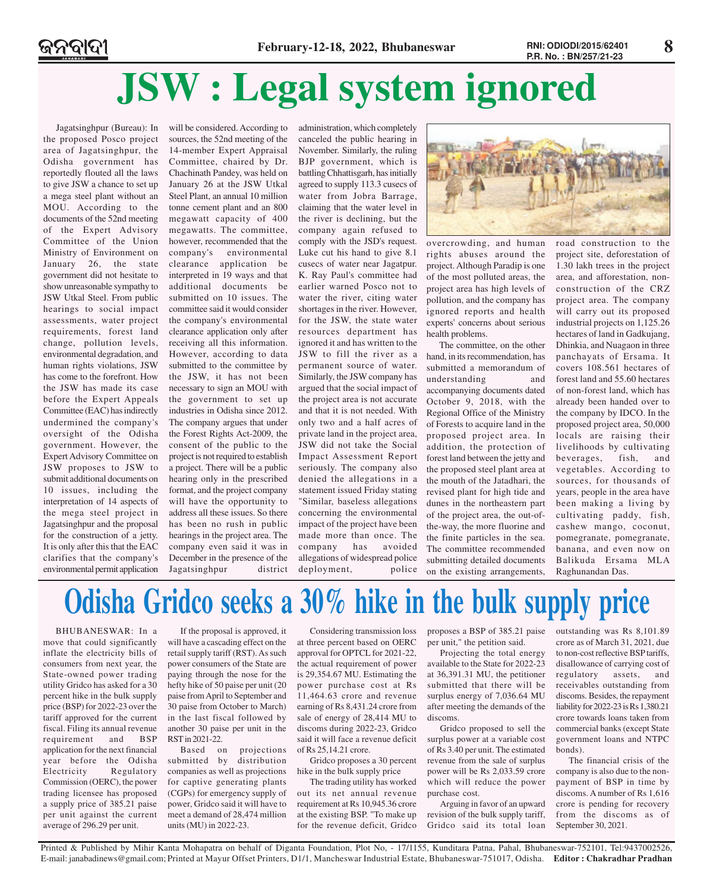# JSW : Legal system ignored

Jagatsinghpur (Bureau): In the proposed Posco project area of Jagatsinghpur, the Odisha government has reportedly flouted all the laws to give JSW a chance to set up a mega steel plant without an MOU. According to the documents of the 52nd meeting of the Expert Advisory Committee of the Union Ministry of Environment on January 26, the state government did not hesitate to show unreasonable sympathy to JSW Utkal Steel. From public hearings to social impact assessments, water project requirements, forest land change, pollution levels, environmental degradation, and human rights violations, JSW has come to the forefront. How the JSW has made its case before the Expert Appeals Committee (EAC) has indirectly undermined the company's oversight of the Odisha government. However, the Expert Advisory Committee on JSW proposes to JSW to submit additional documents on 10 issues, including the interpretation of 14 aspects of the mega steel project in Jagatsinghpur and the proposal for the construction of a jetty. It is only after this that the EAC clarifies that the company's environmental permit application will be considered. According to sources, the 52nd meeting of the 14-member Expert Appraisal Committee, chaired by Dr. Chachinath Pandey, was held on January 26 at the JSW Utkal Steel Plant, an annual 10 million tonne cement plant and an 800 megawatt capacity of 400 megawatts. The committee, however, recommended that the company's environmental clearance application be interpreted in 19 ways and that additional documents be submitted on 10 issues. The committee said it would consider the company's environmental clearance application only after receiving all this information. However, according to data submitted to the committee by the JSW, it has not been necessary to sign an MOU with the government to set up industries in Odisha since 2012. The company argues that under the Forest Rights Act-2009, the consent of the public to the project is not required to establish a project. There will be a public hearing only in the prescribed format, and the project company will have the opportunity to address all these issues. So there has been no rush in public hearings in the project area. The company even said it was in December in the presence of the Jagatsinghpur district administration, which completely canceled the public hearing in November. Similarly, the ruling BJP government, which is battling Chhattisgarh, has initially agreed to supply 113.3 cusecs of water from Jobra Barrage, claiming that the water level in the river is declining, but the company again refused to comply with the JSD's request. Luke cut his hand to give 8.1 cusecs of water near Jagatpur. K. Ray Paul's committee had earlier warned Posco not to water the river, citing water shortages in the river. However, for the JSW, the state water resources department has ignored it and has written to the JSW to fill the river as a permanent source of water. Similarly, the JSW company has argued that the social impact of the project area is not accurate and that it is not needed. With only two and a half acres of private land in the project area, JSW did not take the Social Impact Assessment Report seriously. The company also denied the allegations in a statement issued Friday stating "Similar, baseless allegations concerning the environmental impact of the project have been made more than once. The company has avoided allegations of widespread police deployment, police overcrowding, and human rights abuses around the project. Although Paradip is one of the most polluted areas, the project area has high levels of pollution, and the company has ignored reports and health experts' concerns about serious health problems.

The committee, on the other hand, in its recommendation, has submitted a memorandum of understanding and accompanying documents dated October 9, 2018, with the Regional Office of the Ministry of Forests to acquire land in the proposed project area. In addition, the protection of forest land between the jetty and the proposed steel plant area at the mouth of the Jatadhari, the revised plant for high tide and dunes in the northeastern part of the project area, the out-of-the-way, the more fluorine and the finite particles in the sea. The committee recommended submitting detailed documents on the existing arrangements, road construction to the project site, deforestation of 1.30 lakh trees in the project area, and afforestation, non-construction of the CRZ project area. The company will carry out its proposed industrial projects on 1,125.26 hectares of land in Gadkujang, Dhinkia, and Nuagaon in three panchayats of Ersama. It covers 108.561 hectares of forest land and 55.60 hectares of non-forest land, which has already been handed over to the company by IDCO. In the proposed project area, 50,000 locals are raising their livelihoods by cultivating beverages, fish, and vegetables. According to sources, for thousands of years, people in the area have been making a living by cultivating paddy, fish, cashew mango, coconut, pomegranate, pomegranate, banana, and even now on Balikuda Ersama MLA Raghunandan Das.

# Odisha Gridco seeks a 30% hike in the bulk supply price

BHUBANESWAR: In a move that could significantly inflate the electricity bills of consumers from next year, the State-owned power trading utility Gridco has asked for a 30 percent hike in the bulk supply price (BSP) for 2022-23 over the tariff approved for the current fiscal. Filing its annual revenue requirement and BSP application for the next financial year before the Odisha Electricity Regulatory Commission (OERC), the power trading licensee has proposed a supply price of 385.21 paise per unit against the current average of 296.29 per unit.

If the proposal is approved, it will have a cascading effect on the retail supply tariff (RST). As such power consumers of the State are paying through the nose for the hefty hike of 50 paise per unit (20 paise from April to September and 30 paise from October to March) in the last fiscal followed by another 30 paise per unit in the RST in 2021-22.

Based on projections submitted by distribution companies as well as projections for captive generating plants (CGPs) for emergency supply of power, Gridco said it will have to meet a demand of 28,474 million units (MU) in 2022-23.

Considering transmission loss at three percent based on OERC approval for OPTCL for 2021-22, the actual requirement of power is 29,354.67 MU. Estimating the power purchase cost at Rs 11,464.63 crore and revenue earning of Rs 8,431.24 crore from sale of energy of 28,414 MU to discoms during 2022-23, Gridco said it will face a revenue deficit of Rs 25,14.21 crore.

Gridco proposes a 30 percent hike in the bulk supply price

The trading utility has worked out its net annual revenue requirement at Rs 10,945.36 crore at the existing BSP. "To make up for the revenue deficit, Gridco proposes a BSP of 385.21 paise per unit," the petition said.

Projecting the total energy available to the State for 2022-23 at 36,391.31 MU, the petitioner submitted that there will be surplus energy of 7,036.64 MU after meeting the demands of the discoms.

Gridco proposed to sell the surplus power at a variable cost of Rs 3.40 per unit. The estimated revenue from the sale of surplus power will be Rs 2,033.59 crore which will reduce the power purchase cost.

Arguing in favor of an upward revision of the bulk supply tariff, Gridco said its total loan outstanding was Rs 8,101.89 crore as of March 31, 2021, due to non-cost reflective BSP tariffs, disallowance of carrying cost of regulatory assets, and receivables outstanding from discoms. Besides, the repayment liability for 2022-23 is Rs 1,380.21 crore towards loans taken from commercial banks (except State government loans and NTPC bonds).

The financial crisis of the company is also due to the non-payment of BSP in time by discoms. A number of Rs 1,616 crore is pending for recovery from the discoms as of September 30, 2021.

Printed & Published by Mihir Kanta Mohapatra on behalf of Diganta Foundation, Plot No, - 17/1155, Kunditara Patna, Pahal, Bhubaneswar-752101, Tel:9437002526, E-mail: janabadinews@gmail.com; Printed at Mayur Offset Printers, D1/1, Mancheswar Industrial Estate, Bhubaneswar-751017, Odisha. **Editor : Chakradhar Pradhan**